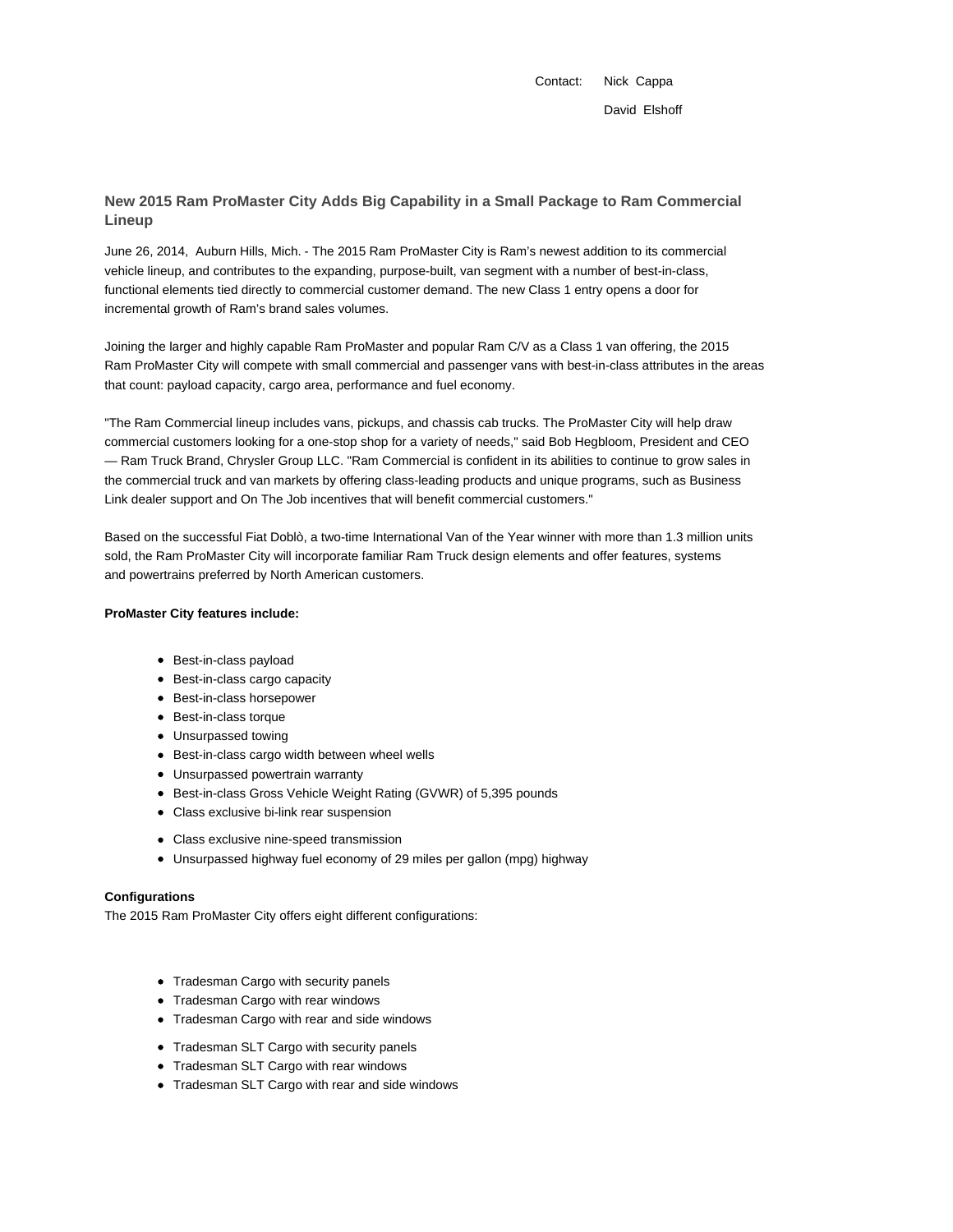Contact: Nick Cappa

David Elshoff

## New 2015 Ram ProMaster City Adds Big Capability in a Small Package to Ram Commercial Lineup

June 26, 2014, Auburn Hills, Mich. - The 2015 Ram ProMaster City is Ram's newest addition to its commercial vehicle lineup, and contributes to the expanding, purpose-built, van segment with a number of best-in-class, functional elements tied directly to commercial customer demand. The new Class 1 entry opens a door for incremental growth of Ram's brand sales volumes.

Joining the larger and highly capable Ram ProMaster and popular Ram C/V as a Class 1 van offering, the 2015 Ram ProMaster City will compete with small commercial and passenger vans with best-in-class attributes in the areas that count: payload capacity, cargo area, performance and fuel economy.

"The Ram Commercial lineup includes vans, pickups, and chassis cab trucks. The ProMaster City will help draw commercial customers looking for a one-stop shop for a variety of needs," said Bob Hegbloom, President and CEO — Ram Truck Brand, Chrysler Group LLC. "Ram Commercial is confident in its abilities to continue to grow sales in the commercial truck and van markets by offering class-leading products and unique programs, such as Business Link dealer support and On The Job incentives that will benefit commercial customers."

Based on the successful Fiat Doblò, a two-time International Van of the Year winner with more than 1.3 million units sold, the Ram ProMaster City will incorporate familiar Ram Truck design elements and offer features, systems and powertrains preferred by North American customers.

**ProMaster City features include:**

- Best-in-class payload
- Best-in-class cargo capacity
- Best-in-class horsepower
- Best-in-class torque
- Unsurpassed towing
- Best-in-class cargo width between wheel wells
- Unsurpassed powertrain warranty
- Best-in-class Gross Vehicle Weight Rating (GVWR) of 5,395 pounds
- Class exclusive bi-link rear suspension
- Class exclusive nine-speed transmission
- Unsurpassed highway fuel economy of 29 miles per gallon (mpg) highway

**Configurations**

The 2015 Ram ProMaster City offers eight different configurations:

- Tradesman Cargo with security panels
- Tradesman Cargo with rear windows
- Tradesman Cargo with rear and side windows
- Tradesman SLT Cargo with security panels
- Tradesman SLT Cargo with rear windows
- Tradesman SLT Cargo with rear and side windows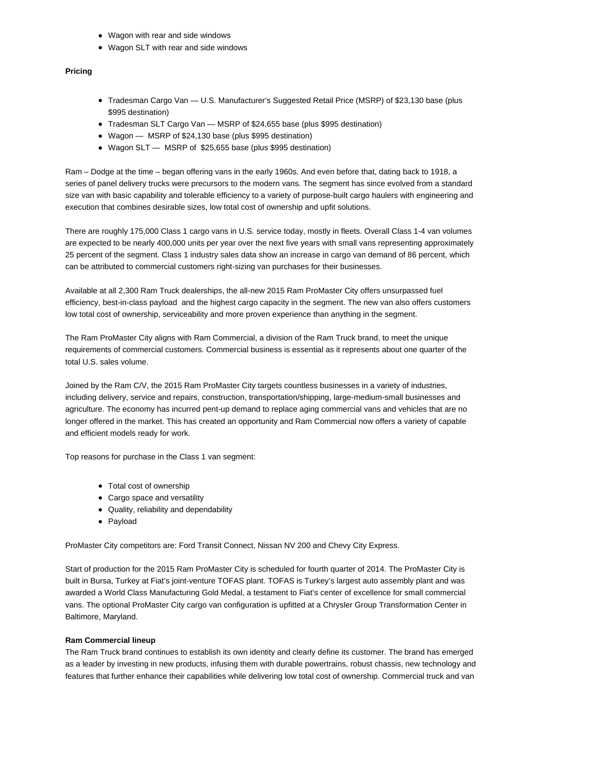- Wagon with rear and side windows
- Wagon SLT with rear and side windows

**Pricing**

- Tradesman Cargo Van — U.S. Manufacturer's Suggested Retail Price (MSRP) of $23,130 base (plus $995 destination)
- Tradesman SLT Cargo Van — MSRP of $24,655 base (plus $995 destination)
- Wagon — MSRP of $24,130 base (plus $995 destination)
- Wagon SLT — MSRP of $25,655 base (plus $995 destination)

Ram – Dodge at the time – began offering vans in the early 1960s. And even before that, dating back to 1918, a series of panel delivery trucks were precursors to the modern vans. The segment has since evolved from a standard size van with basic capability and tolerable efficiency to a variety of purpose-built cargo haulers with engineering and execution that combines desirable sizes, low total cost of ownership and upfit solutions.

There are roughly 175,000 Class 1 cargo vans in U.S. service today, mostly in fleets. Overall Class 1-4 van volumes are expected to be nearly 400,000 units per year over the next five years with small vans representing approximately 25 percent of the segment. Class 1 industry sales data show an increase in cargo van demand of 86 percent, which can be attributed to commercial customers right-sizing van purchases for their businesses.

Available at all 2,300 Ram Truck dealerships, the all-new 2015 Ram ProMaster City offers unsurpassed fuel efficiency, best-in-class payload and the highest cargo capacity in the segment. The new van also offers customers low total cost of ownership, serviceability and more proven experience than anything in the segment.

The Ram ProMaster City aligns with Ram Commercial, a division of the Ram Truck brand, to meet the unique requirements of commercial customers. Commercial business is essential as it represents about one quarter of the total U.S. sales volume.

Joined by the Ram C/V, the 2015 Ram ProMaster City targets countless businesses in a variety of industries, including delivery, service and repairs, construction, transportation/shipping, large-medium-small businesses and agriculture. The economy has incurred pent-up demand to replace aging commercial vans and vehicles that are no longer offered in the market. This has created an opportunity and Ram Commercial now offers a variety of capable and efficient models ready for work.

Top reasons for purchase in the Class 1 van segment:

- Total cost of ownership
- Cargo space and versatility
- Quality, reliability and dependability
- Payload

ProMaster City competitors are: Ford Transit Connect, Nissan NV 200 and Chevy City Express.

Start of production for the 2015 Ram ProMaster City is scheduled for fourth quarter of 2014. The ProMaster City is built in Bursa, Turkey at Fiat's joint-venture TOFAS plant. TOFAS is Turkey's largest auto assembly plant and was awarded a World Class Manufacturing Gold Medal, a testament to Fiat's center of excellence for small commercial vans. The optional ProMaster City cargo van configuration is upfitted at a Chrysler Group Transformation Center in Baltimore, Maryland.

**Ram Commercial lineup**

The Ram Truck brand continues to establish its own identity and clearly define its customer. The brand has emerged as a leader by investing in new products, infusing them with durable powertrains, robust chassis, new technology and features that further enhance their capabilities while delivering low total cost of ownership. Commercial truck and van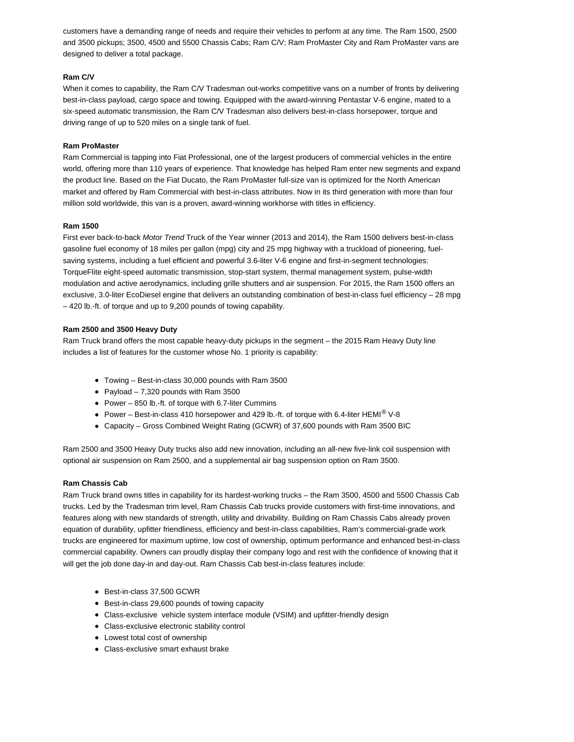customers have a demanding range of needs and require their vehicles to perform at any time. The Ram 1500, 2500 and 3500 pickups; 3500, 4500 and 5500 Chassis Cabs; Ram C/V; Ram ProMaster City and Ram ProMaster vans are designed to deliver a total package.

**Ram C/V**

When it comes to capability, the Ram C/V Tradesman out-works competitive vans on a number of fronts by delivering best-in-class payload, cargo space and towing. Equipped with the award-winning Pentastar V-6 engine, mated to a six-speed automatic transmission, the Ram C/V Tradesman also delivers best-in-class horsepower, torque and driving range of up to 520 miles on a single tank of fuel.

**Ram ProMaster**

Ram Commercial is tapping into Fiat Professional, one of the largest producers of commercial vehicles in the entire world, offering more than 110 years of experience. That knowledge has helped Ram enter new segments and expand the product line. Based on the Fiat Ducato, the Ram ProMaster full-size van is optimized for the North American market and offered by Ram Commercial with best-in-class attributes. Now in its third generation with more than four million sold worldwide, this van is a proven, award-winning workhorse with titles in efficiency.

**Ram 1500**

First ever back-to-back *Motor Trend* Truck of the Year winner (2013 and 2014), the Ram 1500 delivers best-in-class gasoline fuel economy of 18 miles per gallon (mpg) city and 25 mpg highway with a truckload of pioneering, fuel-saving systems, including a fuel efficient and powerful 3.6-liter V-6 engine and first-in-segment technologies: TorqueFlite eight-speed automatic transmission, stop-start system, thermal management system, pulse-width modulation and active aerodynamics, including grille shutters and air suspension. For 2015, the Ram 1500 offers an exclusive, 3.0-liter EcoDiesel engine that delivers an outstanding combination of best-in-class fuel efficiency – 28 mpg – 420 lb.-ft. of torque and up to 9,200 pounds of towing capability.

**Ram 2500 and 3500 Heavy Duty**

Ram Truck brand offers the most capable heavy-duty pickups in the segment – the 2015 Ram Heavy Duty line includes a list of features for the customer whose No. 1 priority is capability:

- Towing – Best-in-class 30,000 pounds with Ram 3500
- Payload – 7,320 pounds with Ram 3500
- Power – 850 lb.-ft. of torque with 6.7-liter Cummins
- Power – Best-in-class 410 horsepower and 429 lb.-ft. of torque with 6.4-liter HEMI® V-8
- Capacity – Gross Combined Weight Rating (GCWR) of 37,600 pounds with Ram 3500 BIC

Ram 2500 and 3500 Heavy Duty trucks also add new innovation, including an all-new five-link coil suspension with optional air suspension on Ram 2500, and a supplemental air bag suspension option on Ram 3500.

**Ram Chassis Cab**

Ram Truck brand owns titles in capability for its hardest-working trucks – the Ram 3500, 4500 and 5500 Chassis Cab trucks. Led by the Tradesman trim level, Ram Chassis Cab trucks provide customers with first-time innovations, and features along with new standards of strength, utility and drivability. Building on Ram Chassis Cabs already proven equation of durability, upfitter friendliness, efficiency and best-in-class capabilities, Ram's commercial-grade work trucks are engineered for maximum uptime, low cost of ownership, optimum performance and enhanced best-in-class commercial capability. Owners can proudly display their company logo and rest with the confidence of knowing that it will get the job done day-in and day-out. Ram Chassis Cab best-in-class features include:

- Best-in-class 37,500 GCWR
- Best-in-class 29,600 pounds of towing capacity
- Class-exclusive vehicle system interface module (VSIM) and upfitter-friendly design
- Class-exclusive electronic stability control
- Lowest total cost of ownership
- Class-exclusive smart exhaust brake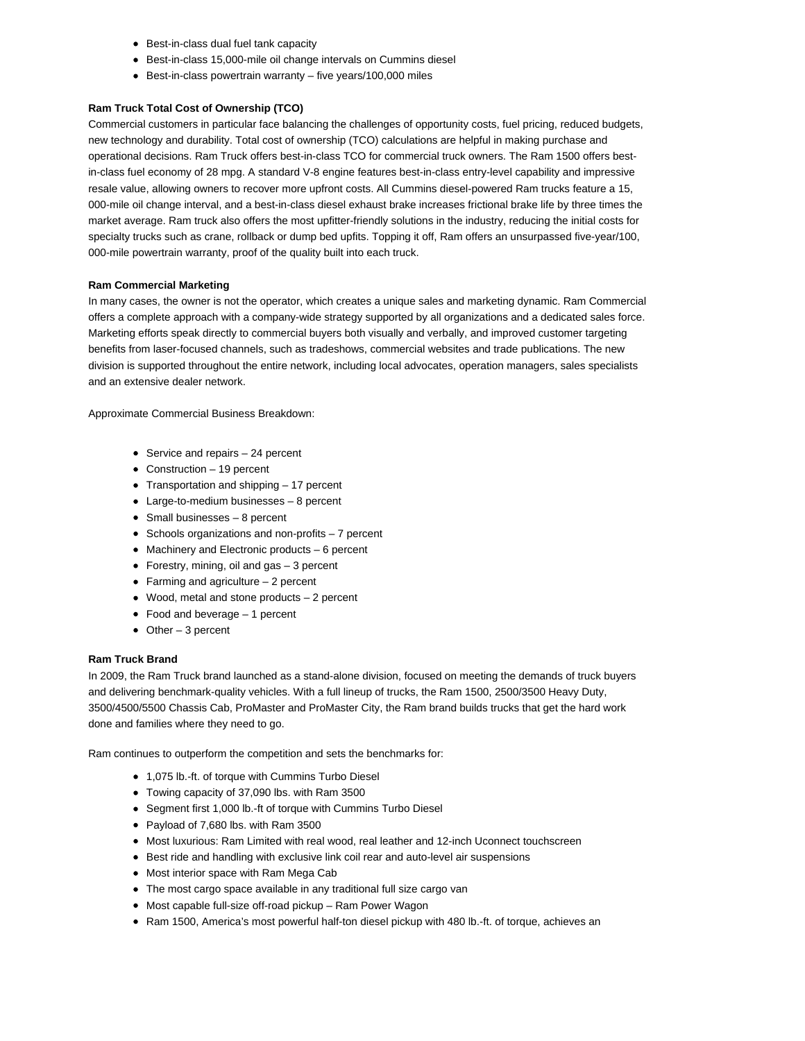- Best-in-class dual fuel tank capacity
- Best-in-class 15,000-mile oil change intervals on Cummins diesel
- Best-in-class powertrain warranty – five years/100,000 miles

**Ram Truck Total Cost of Ownership (TCO)**

Commercial customers in particular face balancing the challenges of opportunity costs, fuel pricing, reduced budgets, new technology and durability. Total cost of ownership (TCO) calculations are helpful in making purchase and operational decisions. Ram Truck offers best-in-class TCO for commercial truck owners. The Ram 1500 offers best-in-class fuel economy of 28 mpg. A standard V-8 engine features best-in-class entry-level capability and impressive resale value, allowing owners to recover more upfront costs. All Cummins diesel-powered Ram trucks feature a 15, 000-mile oil change interval, and a best-in-class diesel exhaust brake increases frictional brake life by three times the market average. Ram truck also offers the most upfitter-friendly solutions in the industry, reducing the initial costs for specialty trucks such as crane, rollback or dump bed upfits. Topping it off, Ram offers an unsurpassed five-year/100, 000-mile powertrain warranty, proof of the quality built into each truck.

**Ram Commercial Marketing**

In many cases, the owner is not the operator, which creates a unique sales and marketing dynamic. Ram Commercial offers a complete approach with a company-wide strategy supported by all organizations and a dedicated sales force. Marketing efforts speak directly to commercial buyers both visually and verbally, and improved customer targeting benefits from laser-focused channels, such as tradeshows, commercial websites and trade publications. The new division is supported throughout the entire network, including local advocates, operation managers, sales specialists and an extensive dealer network.

Approximate Commercial Business Breakdown:

- Service and repairs – 24 percent
- Construction – 19 percent
- Transportation and shipping – 17 percent
- Large-to-medium businesses – 8 percent
- Small businesses – 8 percent
- Schools organizations and non-profits – 7 percent
- Machinery and Electronic products – 6 percent
- Forestry, mining, oil and gas – 3 percent
- Farming and agriculture – 2 percent
- Wood, metal and stone products – 2 percent
- Food and beverage – 1 percent
- Other – 3 percent

**Ram Truck Brand**

In 2009, the Ram Truck brand launched as a stand-alone division, focused on meeting the demands of truck buyers and delivering benchmark-quality vehicles. With a full lineup of trucks, the Ram 1500, 2500/3500 Heavy Duty, 3500/4500/5500 Chassis Cab, ProMaster and ProMaster City, the Ram brand builds trucks that get the hard work done and families where they need to go.

Ram continues to outperform the competition and sets the benchmarks for:

- 1,075 lb.-ft. of torque with Cummins Turbo Diesel
- Towing capacity of 37,090 lbs. with Ram 3500
- Segment first 1,000 lb.-ft of torque with Cummins Turbo Diesel
- Payload of 7,680 lbs. with Ram 3500
- Most luxurious: Ram Limited with real wood, real leather and 12-inch Uconnect touchscreen
- Best ride and handling with exclusive link coil rear and auto-level air suspensions
- Most interior space with Ram Mega Cab
- The most cargo space available in any traditional full size cargo van
- Most capable full-size off-road pickup – Ram Power Wagon
- Ram 1500, America's most powerful half-ton diesel pickup with 480 lb.-ft. of torque, achieves an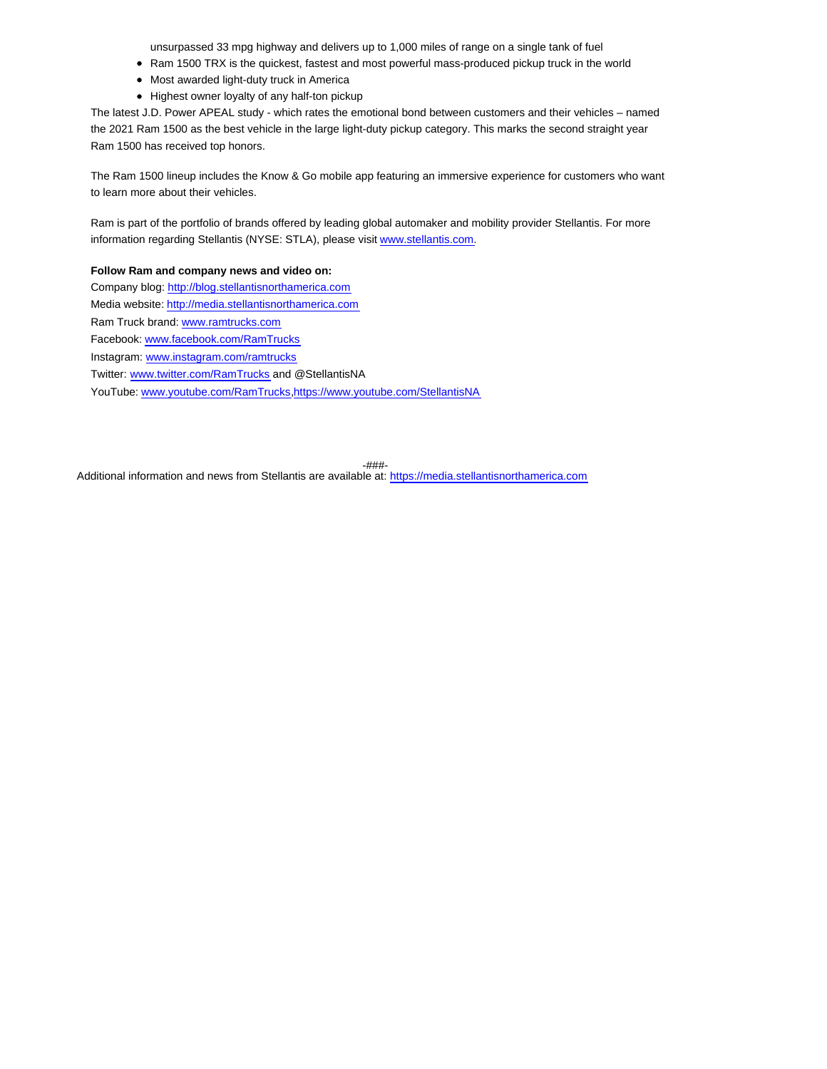unsurpassed 33 mpg highway and delivers up to 1,000 miles of range on a single tank of fuel

- Ram 1500 TRX is the quickest, fastest and most powerful mass-produced pickup truck in the world
- Most awarded light-duty truck in America
- Highest owner loyalty of any half-ton pickup

The latest J.D. Power APEAL study - which rates the emotional bond between customers and their vehicles – named the 2021 Ram 1500 as the best vehicle in the large light-duty pickup category. This marks the second straight year Ram 1500 has received top honors.

The Ram 1500 lineup includes the Know & Go mobile app featuring an immersive experience for customers who want to learn more about their vehicles.

Ram is part of the portfolio of brands offered by leading global automaker and mobility provider Stellantis. For more information regarding Stellantis (NYSE: STLA), please visit www.stellantis.com.

**Follow Ram and company news and video on:**

Company blog: http://blog.stellantisnorthamerica.com
Media website: http://media.stellantisnorthamerica.com
Ram Truck brand: www.ramtrucks.com
Facebook: www.facebook.com/RamTrucks
Instagram: www.instagram.com/ramtrucks
Twitter: www.twitter.com/RamTrucks and @StellantisNA
YouTube: www.youtube.com/RamTrucks,https://www.youtube.com/StellantisNA

-###-

Additional information and news from Stellantis are available at: https://media.stellantisnorthamerica.com